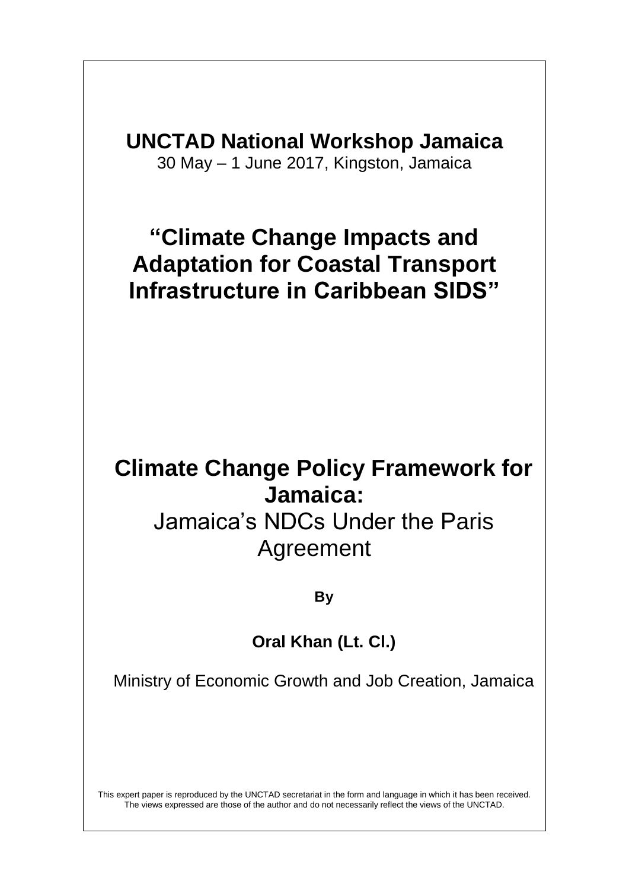## UNCTAD National Workshop Jamaica

30 May – 1 June 2017, Kingston, Jamaica

# "Climate Change Impacts and Adaptation for Coastal Transport Infrastructure in Caribbean SIDS"

# Climate Change Policy Framework for Jamaica:

## Jamaica's NDCs Under the Paris Agreement

**By**

**Oral Khan (Lt. Cl.)**

Ministry of Economic Growth and Job Creation, Jamaica

This expert paper is reproduced by the UNCTAD secretariat in the form and language in which it has been received. The views expressed are those of the author and do not necessarily reflect the views of the UNCTAD.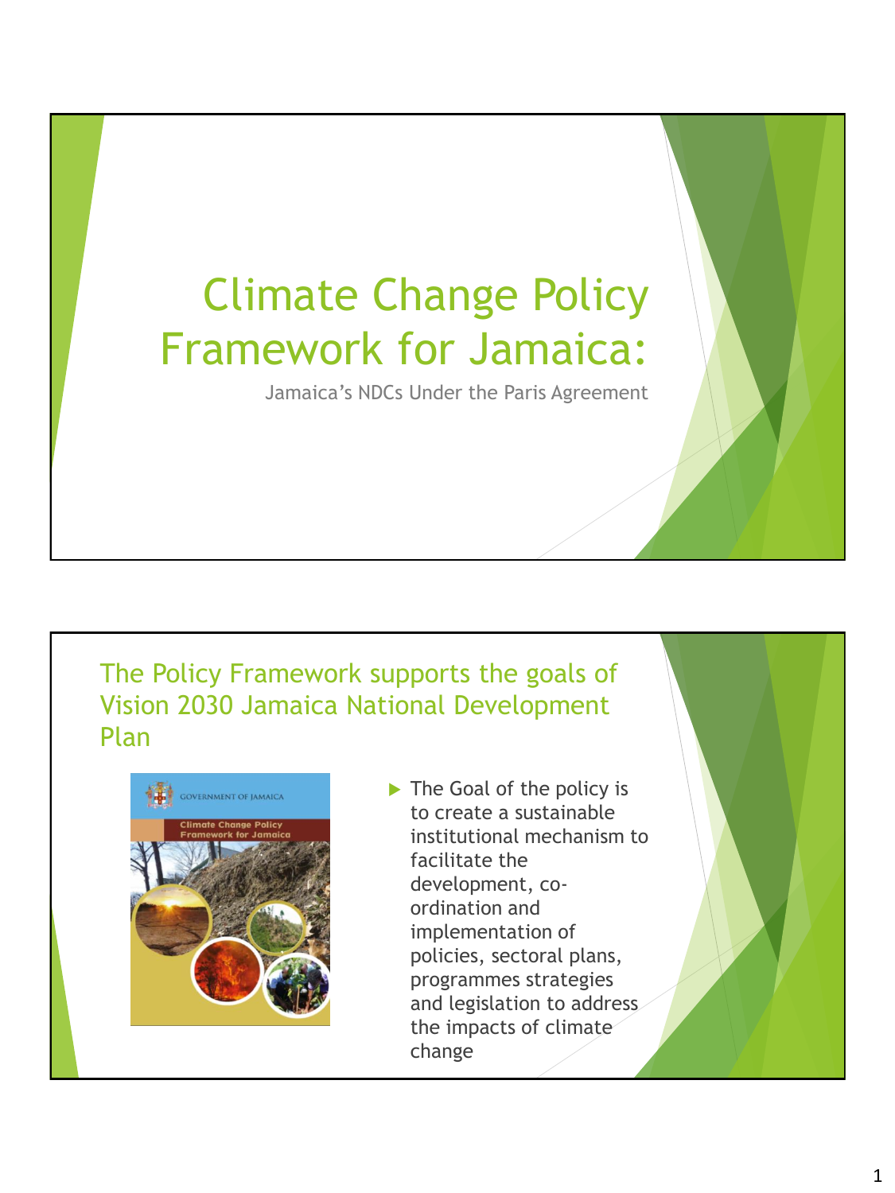# Climate Change Policy Framework for Jamaica:

Jamaica's NDCs Under the Paris Agreement

## The Policy Framework supports the goals of Vision 2030 Jamaica National Development Plan

- The Goal of the policy is to create a sustainable institutional mechanism to facilitate the development, co-ordination and implementation of policies, sectoral plans, programmes strategies and legislation to address the impacts of climate change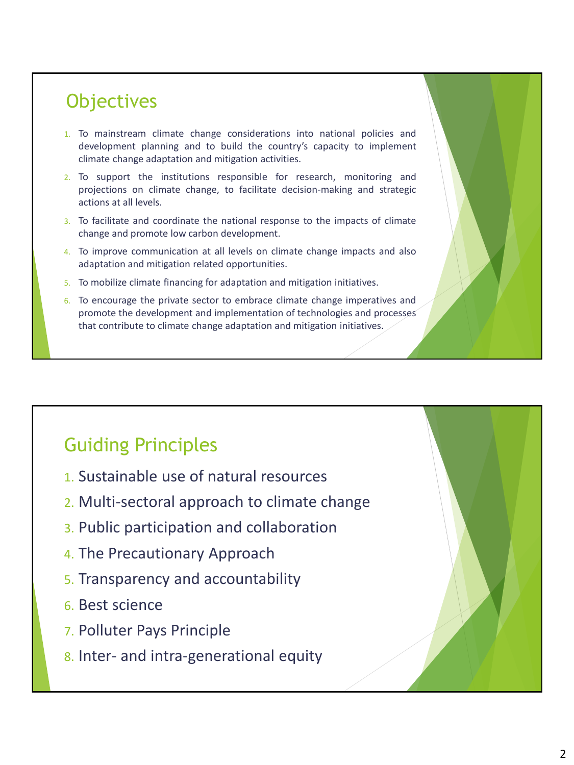## Objectives

1. To mainstream climate change considerations into national policies and development planning and to build the country's capacity to implement climate change adaptation and mitigation activities.
2. To support the institutions responsible for research, monitoring and projections on climate change, to facilitate decision-making and strategic actions at all levels.
3. To facilitate and coordinate the national response to the impacts of climate change and promote low carbon development.
4. To improve communication at all levels on climate change impacts and also adaptation and mitigation related opportunities.
5. To mobilize climate financing for adaptation and mitigation initiatives.
6. To encourage the private sector to embrace climate change imperatives and promote the development and implementation of technologies and processes that contribute to climate change adaptation and mitigation initiatives.

## Guiding Principles

1. Sustainable use of natural resources
2. Multi-sectoral approach to climate change
3. Public participation and collaboration
4. The Precautionary Approach
5. Transparency and accountability
6. Best science
7. Polluter Pays Principle
8. Inter- and intra-generational equity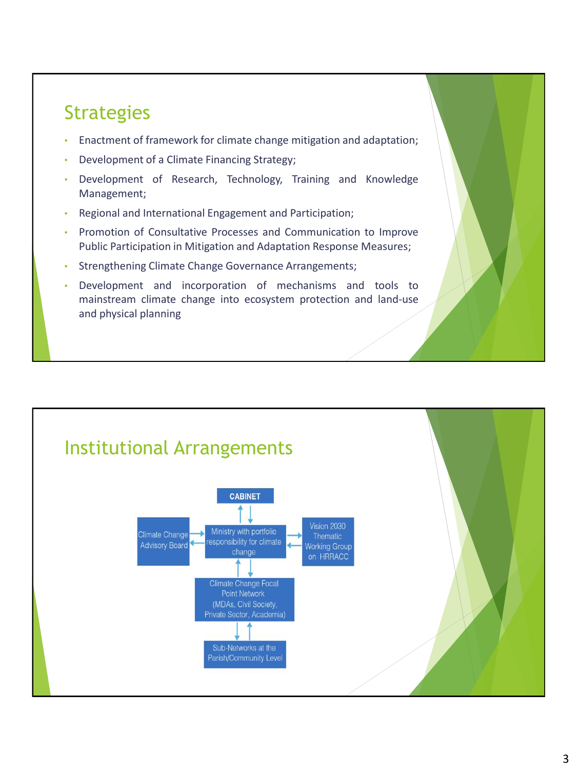## Strategies

- Enactment of framework for climate change mitigation and adaptation;
- Development of a Climate Financing Strategy;
- Development of Research, Technology, Training and Knowledge Management;
- Regional and International Engagement and Participation;
- Promotion of Consultative Processes and Communication to Improve Public Participation in Mitigation and Adaptation Response Measures;
- Strengthening Climate Change Governance Arrangements;
- Development and incorporation of mechanisms and tools to mainstream climate change into ecosystem protection and land-use and physical planning

## Institutional Arrangements

CABINET

Climate Change Advisory Board

Ministry with portfolio responsibility for climate change

Vision 2030 Thematic Working Group on HRRACC

Climate Change Focal Point Network (MDAs, Civil Society, Private Sector, Academia)

Sub-Networks at the Parish/Community Level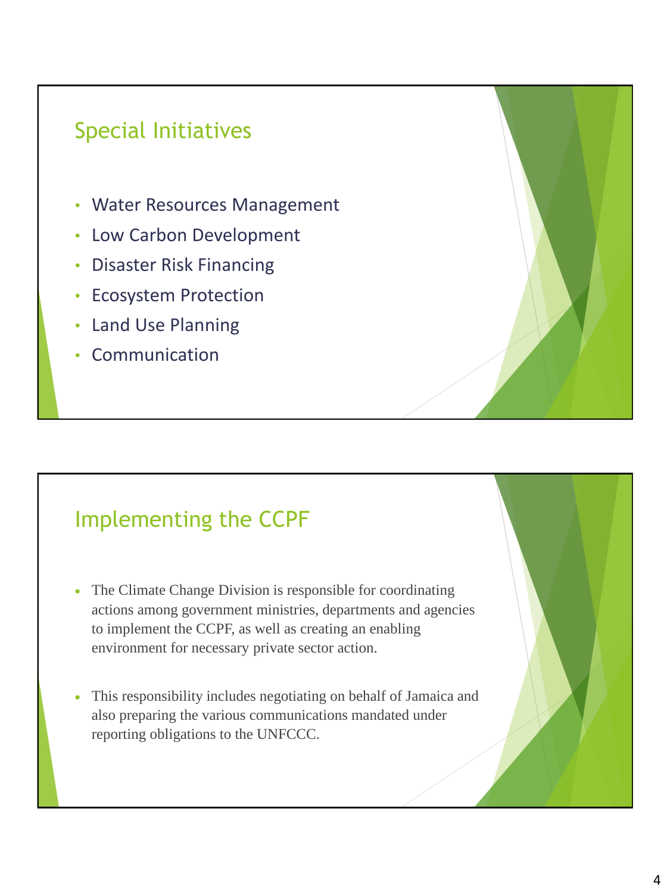## Special Initiatives

- Water Resources Management
- Low Carbon Development
- Disaster Risk Financing
- Ecosystem Protection
- Land Use Planning
- Communication

## Implementing the CCPF

- The Climate Change Division is responsible for coordinating actions among government ministries, departments and agencies to implement the CCPF, as well as creating an enabling environment for necessary private sector action.
- This responsibility includes negotiating on behalf of Jamaica and also preparing the various communications mandated under reporting obligations to the UNFCCC.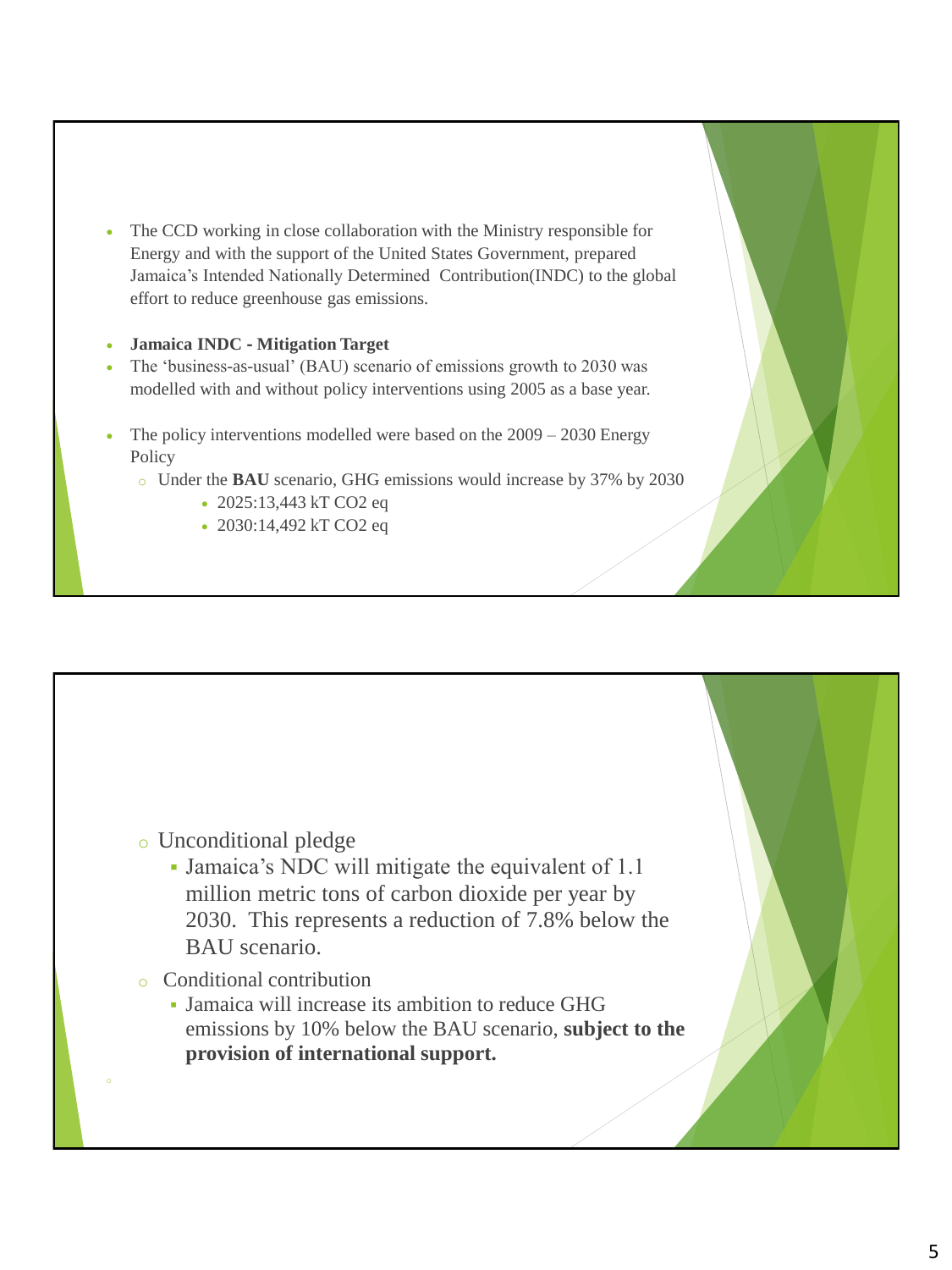- The CCD working in close collaboration with the Ministry responsible for Energy and with the support of the United States Government, prepared Jamaica's Intended Nationally Determined Contribution(INDC) to the global effort to reduce greenhouse gas emissions.

- **Jamaica INDC - Mitigation Target**
- The 'business-as-usual' (BAU) scenario of emissions growth to 2030 was modelled with and without policy interventions using 2005 as a base year.

- The policy interventions modelled were based on the 2009 – 2030 Energy Policy
  - Under the **BAU** scenario, GHG emissions would increase by 37% by 2030
    - 2025:13,443 kT CO2 eq
    - 2030:14,492 kT CO2 eq

---

- Unconditional pledge
  - Jamaica's NDC will mitigate the equivalent of 1.1 million metric tons of carbon dioxide per year by 2030. This represents a reduction of 7.8% below the BAU scenario.
- Conditional contribution
  - Jamaica will increase its ambition to reduce GHG emissions by 10% below the BAU scenario, **subject to the provision of international support.**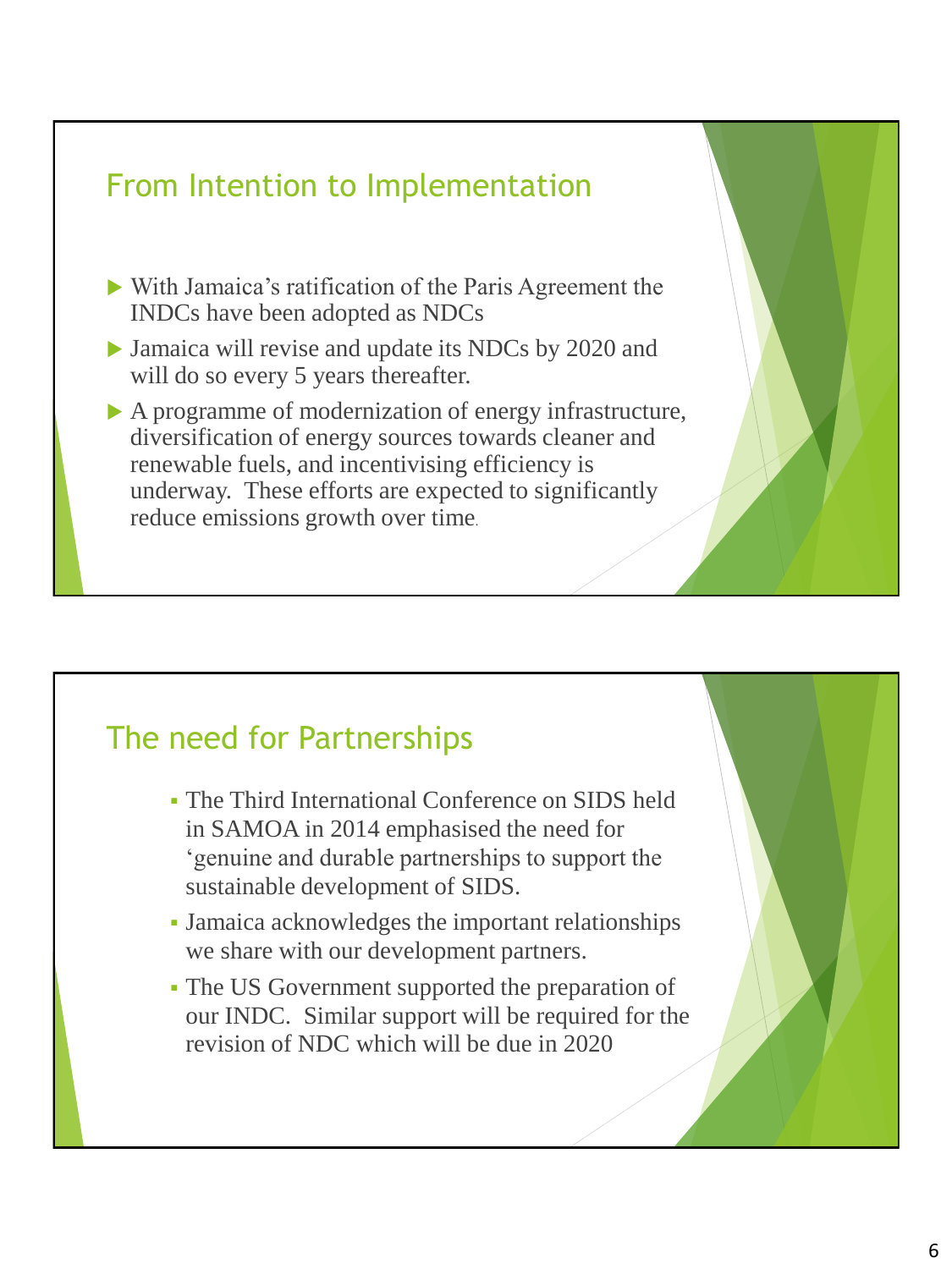## From Intention to Implementation

- With Jamaica's ratification of the Paris Agreement the INDCs have been adopted as NDCs
- Jamaica will revise and update its NDCs by 2020 and will do so every 5 years thereafter.
- A programme of modernization of energy infrastructure, diversification of energy sources towards cleaner and renewable fuels, and incentivising efficiency is underway. These efforts are expected to significantly reduce emissions growth over time.

## The need for Partnerships

- The Third International Conference on SIDS held in SAMOA in 2014 emphasised the need for 'genuine and durable partnerships to support the sustainable development of SIDS.
- Jamaica acknowledges the important relationships we share with our development partners.
- The US Government supported the preparation of our INDC. Similar support will be required for the revision of NDC which will be due in 2020